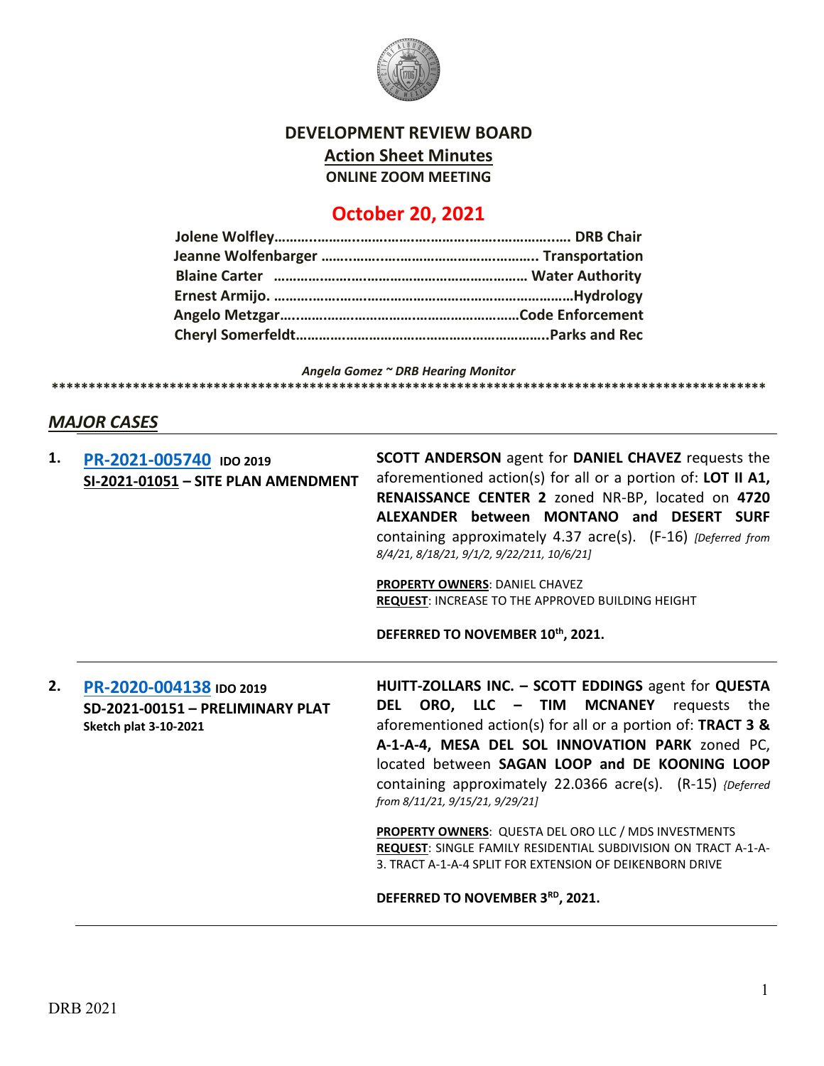# DEVELOPMENT REVIEW BOARD

## Action Sheet Minutes

**ONLINE ZOOM MEETING**

## October 20, 2021

**Jolene Wolfley……………………………………………………………. DRB Chair**
**Jeanne Wolfenbarger ……………………………………………….. Transportation**
**Blaine Carter ………………………………………………………… Water Authority**
**Ernest Armijo. ………………………………………………………………Hydrology**
**Angelo Metzgar……………………………………………………Code Enforcement**
**Cheryl Somerfeldt………………………………………………………..Parks and Rec**

*Angela Gomez ~ DRB Hearing Monitor*

****************************************************************************************************

## *MAJOR CASES*

**1.** **PR-2021-005740** **IDO 2019**
**SI-2021-01051 – SITE PLAN AMENDMENT**

**SCOTT ANDERSON** agent for **DANIEL CHAVEZ** requests the aforementioned action(s) for all or a portion of: **LOT II A1, RENAISSANCE CENTER 2** zoned NR-BP, located on **4720 ALEXANDER between MONTANO and DESERT SURF** containing approximately 4.37 acre(s). (F-16) *[Deferred from 8/4/21, 8/18/21, 9/1/2, 9/22/211, 10/6/21]*

**PROPERTY OWNERS**: DANIEL CHAVEZ
**REQUEST**: INCREASE TO THE APPROVED BUILDING HEIGHT

**DEFERRED TO NOVEMBER 10th, 2021.**

---

**2.** **PR-2020-004138** **IDO 2019**
**SD-2021-00151 – PRELIMINARY PLAT**
**Sketch plat 3-10-2021**

**HUITT-ZOLLARS INC. – SCOTT EDDINGS** agent for **QUESTA DEL ORO, LLC – TIM MCNANEY** requests the aforementioned action(s) for all or a portion of: **TRACT 3 & A-1-A-4, MESA DEL SOL INNOVATION PARK** zoned PC, located between **SAGAN LOOP and DE KOONING LOOP** containing approximately 22.0366 acre(s). (R-15) *{Deferred from 8/11/21, 9/15/21, 9/29/21]*

**PROPERTY OWNERS**: QUESTA DEL ORO LLC / MDS INVESTMENTS
**REQUEST**: SINGLE FAMILY RESIDENTIAL SUBDIVISION ON TRACT A-1-A-3. TRACT A-1-A-4 SPLIT FOR EXTENSION OF DEIKENBORN DRIVE

**DEFERRED TO NOVEMBER 3RD, 2021.**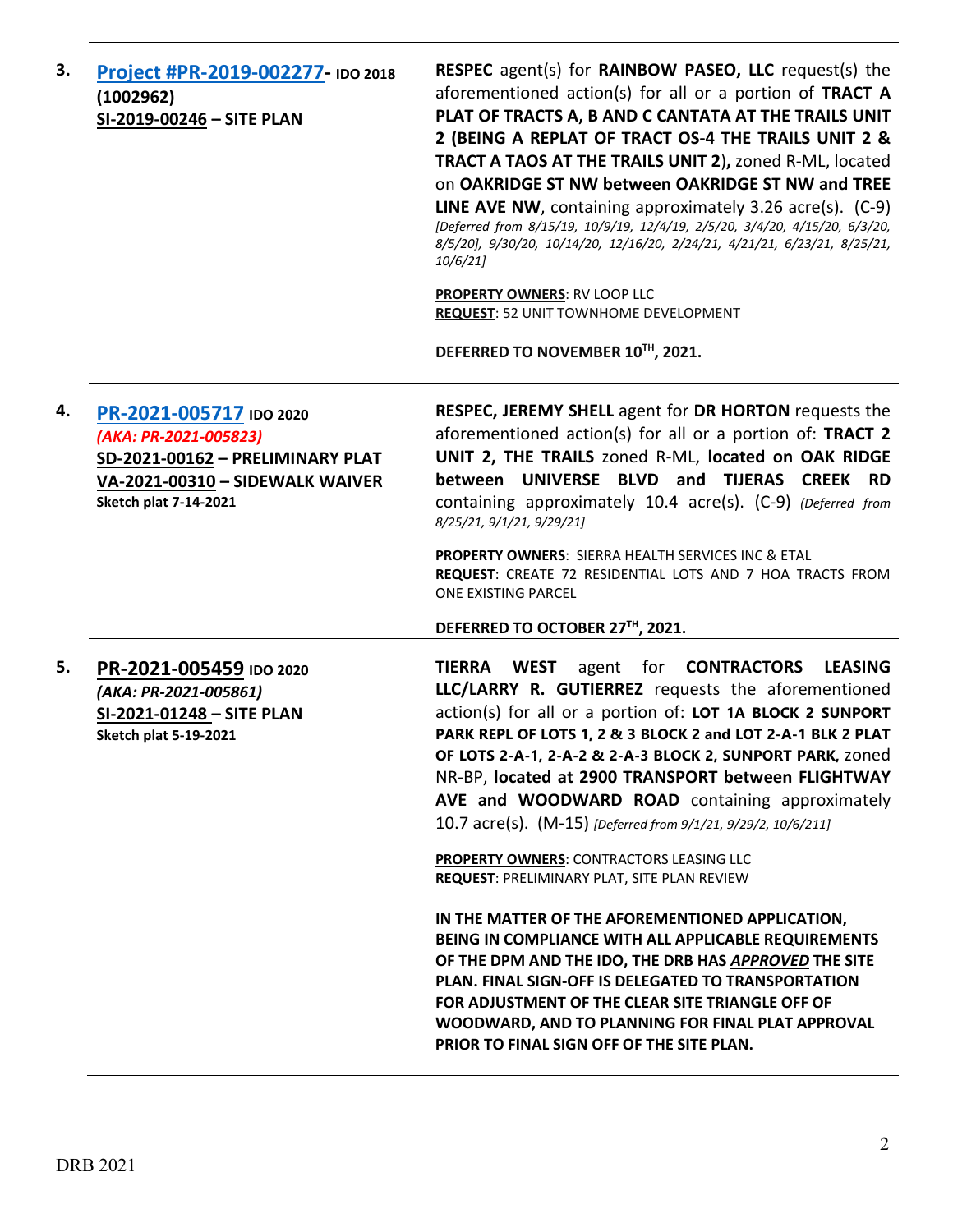| | | |
|---|---|---|
| **3.** | **Project #PR-2019-002277- IDO 2018** **(1002962)** **SI-2019-00246 – SITE PLAN** | **RESPEC** agent(s) for **RAINBOW PASEO, LLC** request(s) the aforementioned action(s) for all or a portion of **TRACT A PLAT OF TRACTS A, B AND C CANTATA AT THE TRAILS UNIT 2 (BEING A REPLAT OF TRACT OS-4 THE TRAILS UNIT 2 & TRACT A TAOS AT THE TRAILS UNIT 2),** zoned R-ML, located on **OAKRIDGE ST NW between OAKRIDGE ST NW and TREE LINE AVE NW**, containing approximately 3.26 acre(s). (C-9) *[Deferred from 8/15/19, 10/9/19, 12/4/19, 2/5/20, 3/4/20, 4/15/20, 6/3/20, 8/5/20], 9/30/20, 10/14/20, 12/16/20, 2/24/21, 4/21/21, 6/23/21, 8/25/21, 10/6/21]*<br><br>**PROPERTY OWNERS**: RV LOOP LLC<br>**REQUEST**: 52 UNIT TOWNHOME DEVELOPMENT<br><br>**DEFERRED TO NOVEMBER 10TH, 2021.** |
| **4.** | **PR-2021-005717 IDO 2020** ***(AKA: PR-2021-005823)*** **SD-2021-00162 – PRELIMINARY PLAT** **VA-2021-00310 – SIDEWALK WAIVER** **Sketch plat 7-14-2021** | **RESPEC, JEREMY SHELL** agent for **DR HORTON** requests the aforementioned action(s) for all or a portion of: **TRACT 2 UNIT 2, THE TRAILS** zoned R-ML, **located on OAK RIDGE between UNIVERSE BLVD and TIJERAS CREEK RD** containing approximately 10.4 acre(s). (C-9) *(Deferred from 8/25/21, 9/1/21, 9/29/21]*<br><br>**PROPERTY OWNERS**: SIERRA HEALTH SERVICES INC & ETAL<br>**REQUEST**: CREATE 72 RESIDENTIAL LOTS AND 7 HOA TRACTS FROM ONE EXISTING PARCEL<br><br>**DEFERRED TO OCTOBER 27TH, 2021.** |
| **5.** | **PR-2021-005459 IDO 2020** ***(AKA: PR-2021-005861)*** **SI-2021-01248 – SITE PLAN** **Sketch plat 5-19-2021** | **TIERRA WEST** agent for **CONTRACTORS LEASING LLC/LARRY R. GUTIERREZ** requests the aforementioned action(s) for all or a portion of: **LOT 1A BLOCK 2 SUNPORT PARK REPL OF LOTS 1, 2 & 3 BLOCK 2 and LOT 2-A-1 BLK 2 PLAT OF LOTS 2-A-1, 2-A-2 & 2-A-3 BLOCK 2, SUNPORT PARK,** zoned NR-BP, **located at 2900 TRANSPORT between FLIGHTWAY AVE and WOODWARD ROAD** containing approximately 10.7 acre(s). (M-15) *[Deferred from 9/1/21, 9/29/2, 10/6/211]*<br><br>**PROPERTY OWNERS**: CONTRACTORS LEASING LLC<br>**REQUEST**: PRELIMINARY PLAT, SITE PLAN REVIEW<br><br>**IN THE MATTER OF THE AFOREMENTIONED APPLICATION, BEING IN COMPLIANCE WITH ALL APPLICABLE REQUIREMENTS OF THE DPM AND THE IDO, THE DRB HAS *APPROVED* THE SITE PLAN. FINAL SIGN-OFF IS DELEGATED TO TRANSPORTATION FOR ADJUSTMENT OF THE CLEAR SITE TRIANGLE OFF OF WOODWARD, AND TO PLANNING FOR FINAL PLAT APPROVAL PRIOR TO FINAL SIGN OFF OF THE SITE PLAN.** |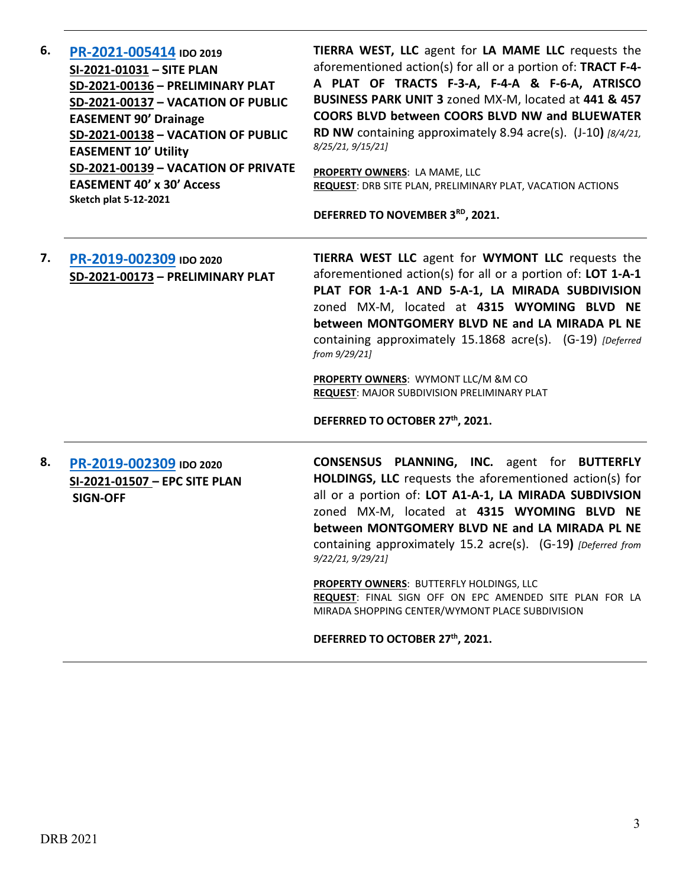| | | |
|---|---|---|
| 6. | **PR-2021-005414** **IDO 2019**<br>**SI-2021-01031 – SITE PLAN**<br>**SD-2021-00136 – PRELIMINARY PLAT**<br>**SD-2021-00137 – VACATION OF PUBLIC EASEMENT 90' Drainage**<br>**SD-2021-00138 – VACATION OF PUBLIC EASEMENT 10' Utility**<br>**SD-2021-00139 – VACATION OF PRIVATE EASEMENT 40' x 30' Access**<br>**Sketch plat 5-12-2021** | **TIERRA WEST, LLC** agent for **LA MAME LLC** requests the aforementioned action(s) for all or a portion of: **TRACT F-4-A PLAT OF TRACTS F-3-A, F-4-A & F-6-A, ATRISCO BUSINESS PARK UNIT 3** zoned MX-M, located at **441 & 457 COORS BLVD between COORS BLVD NW and BLUEWATER RD NW** containing approximately 8.94 acre(s). (J-10**)** *[8/4/21, 8/25/21, 9/15/21]*<br><br>**PROPERTY OWNERS**: LA MAME, LLC<br>**REQUEST**: DRB SITE PLAN, PRELIMINARY PLAT, VACATION ACTIONS<br><br>**DEFERRED TO NOVEMBER 3RD, 2021.** |
| 7. | **PR-2019-002309** **IDO 2020**<br>**SD-2021-00173 – PRELIMINARY PLAT** | **TIERRA WEST LLC** agent for **WYMONT LLC** requests the aforementioned action(s) for all or a portion of: **LOT 1-A-1 PLAT FOR 1-A-1 AND 5-A-1, LA MIRADA SUBDIVISION** zoned MX-M, located at **4315 WYOMING BLVD NE between MONTGOMERY BLVD NE and LA MIRADA PL NE** containing approximately 15.1868 acre(s). (G-19) *[Deferred from 9/29/21]*<br><br>**PROPERTY OWNERS**: WYMONT LLC/M &M CO<br>**REQUEST**: MAJOR SUBDIVISION PRELIMINARY PLAT<br><br>**DEFERRED TO OCTOBER 27th, 2021.** |
| 8. | **PR-2019-002309** **IDO 2020**<br>**SI-2021-01507 – EPC SITE PLAN SIGN-OFF** | **CONSENSUS PLANNING, INC.** agent for **BUTTERFLY HOLDINGS, LLC** requests the aforementioned action(s) for all or a portion of: **LOT A1-A-1, LA MIRADA SUBDIVSION** zoned MX-M, located at **4315 WYOMING BLVD NE between MONTGOMERY BLVD NE and LA MIRADA PL NE** containing approximately 15.2 acre(s). (G-19**)** *[Deferred from 9/22/21, 9/29/21]*<br><br>**PROPERTY OWNERS**: BUTTERFLY HOLDINGS, LLC<br>**REQUEST**: FINAL SIGN OFF ON EPC AMENDED SITE PLAN FOR LA MIRADA SHOPPING CENTER/WYMONT PLACE SUBDIVISION<br><br>**DEFERRED TO OCTOBER 27th, 2021.** |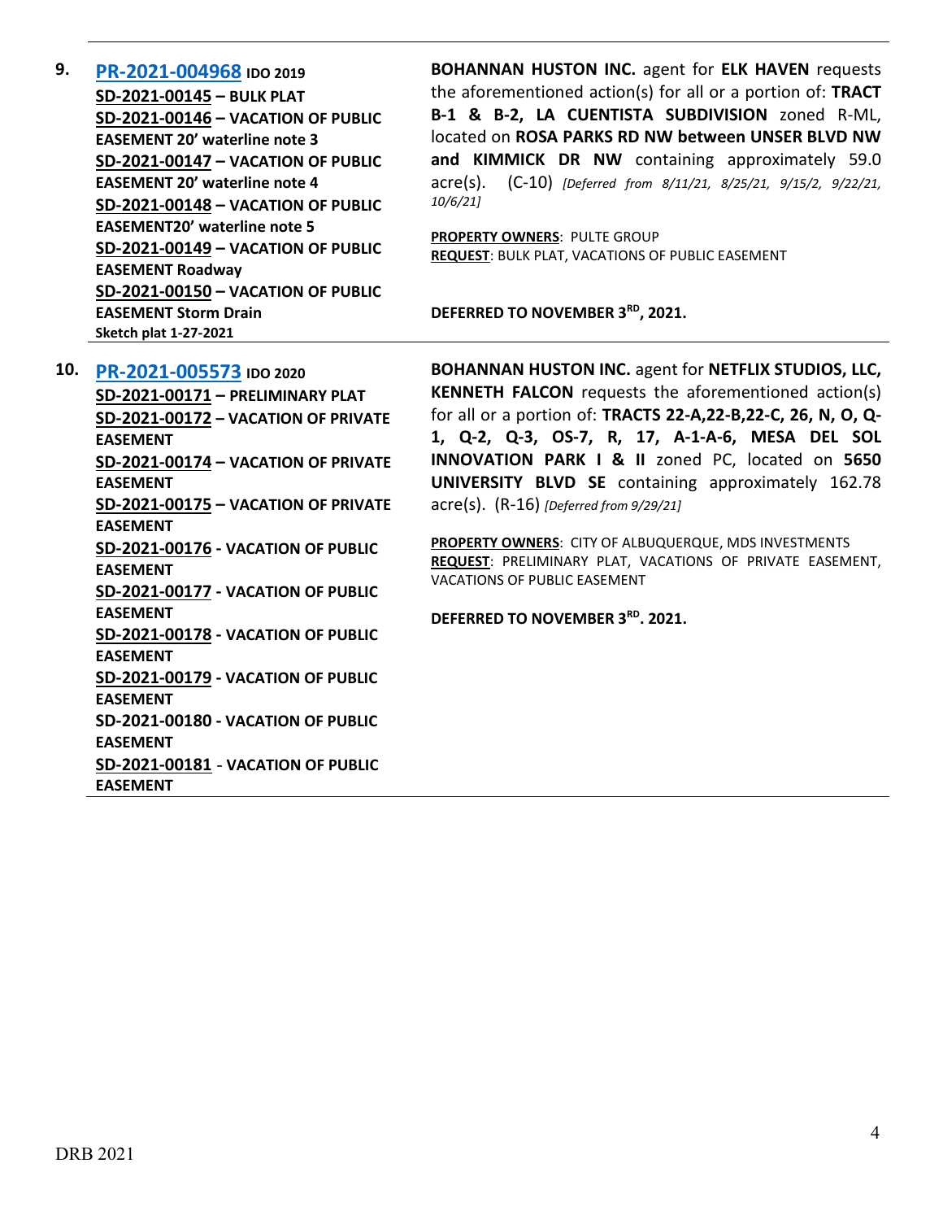**9.** **PR-2021-004968** **IDO 2019**

**SD-2021-00145 – BULK PLAT**
**SD-2021-00146 – VACATION OF PUBLIC EASEMENT 20' waterline note 3**
**SD-2021-00147 – VACATION OF PUBLIC EASEMENT 20' waterline note 4**
**SD-2021-00148 – VACATION OF PUBLIC EASEMENT20' waterline note 5**
**SD-2021-00149 – VACATION OF PUBLIC EASEMENT Roadway**
**SD-2021-00150 – VACATION OF PUBLIC EASEMENT Storm Drain**
**Sketch plat 1-27-2021**

**BOHANNAN HUSTON INC.** agent for **ELK HAVEN** requests the aforementioned action(s) for all or a portion of: **TRACT B-1 & B-2, LA CUENTISTA SUBDIVISION** zoned R-ML, located on **ROSA PARKS RD NW between UNSER BLVD NW and KIMMICK DR NW** containing approximately 59.0 acre(s). (C-10) *[Deferred from 8/11/21, 8/25/21, 9/15/2, 9/22/21, 10/6/21]*

**PROPERTY OWNERS**: PULTE GROUP
**REQUEST**: BULK PLAT, VACATIONS OF PUBLIC EASEMENT

**DEFERRED TO NOVEMBER 3RD, 2021.**

---

**10.** **PR-2021-005573** **IDO 2020**

**SD-2021-00171 – PRELIMINARY PLAT**
**SD-2021-00172 – VACATION OF PRIVATE EASEMENT**
**SD-2021-00174 – VACATION OF PRIVATE EASEMENT**
**SD-2021-00175 – VACATION OF PRIVATE EASEMENT**
**SD-2021-00176 - VACATION OF PUBLIC EASEMENT**
**SD-2021-00177 - VACATION OF PUBLIC EASEMENT**
**SD-2021-00178 - VACATION OF PUBLIC EASEMENT**
**SD-2021-00179 - VACATION OF PUBLIC EASEMENT**
**SD-2021-00180 - VACATION OF PUBLIC EASEMENT**
**SD-2021-00181 - VACATION OF PUBLIC EASEMENT**

**BOHANNAN HUSTON INC.** agent for **NETFLIX STUDIOS, LLC, KENNETH FALCON** requests the aforementioned action(s) for all or a portion of: **TRACTS 22-A,22-B,22-C, 26, N, O, Q-1, Q-2, Q-3, OS-7, R, 17, A-1-A-6, MESA DEL SOL INNOVATION PARK I & II** zoned PC, located on **5650 UNIVERSITY BLVD SE** containing approximately 162.78 acre(s). (R-16) *[Deferred from 9/29/21]*

**PROPERTY OWNERS**: CITY OF ALBUQUERQUE, MDS INVESTMENTS
**REQUEST**: PRELIMINARY PLAT, VACATIONS OF PRIVATE EASEMENT, VACATIONS OF PUBLIC EASEMENT

**DEFERRED TO NOVEMBER 3RD. 2021.**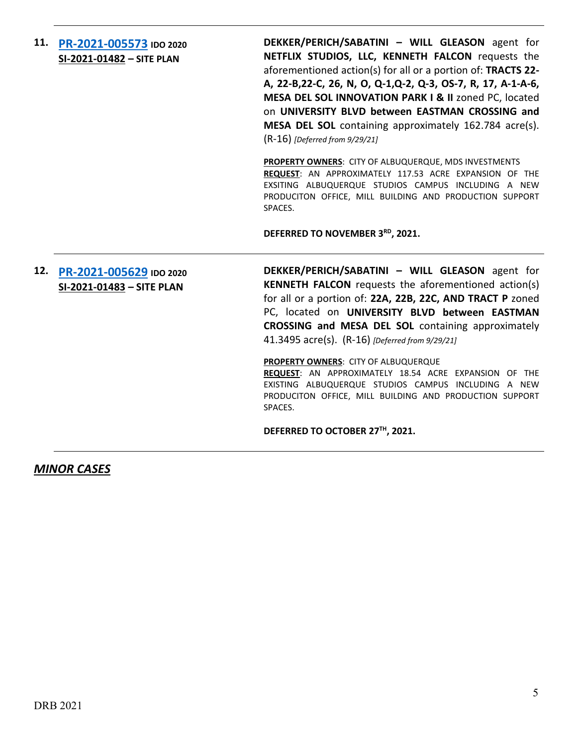11. **[PR-2021-005573](PR-2021-005573) IDO 2020**
**SI-2021-01482 – SITE PLAN**

**DEKKER/PERICH/SABATINI – WILL GLEASON** agent for **NETFLIX STUDIOS, LLC, KENNETH FALCON** requests the aforementioned action(s) for all or a portion of: **TRACTS 22-A, 22-B,22-C, 26, N, O, Q-1,Q-2, Q-3, OS-7, R, 17, A-1-A-6, MESA DEL SOL INNOVATION PARK I & II** zoned PC, located on **UNIVERSITY BLVD between EASTMAN CROSSING and MESA DEL SOL** containing approximately 162.784 acre(s). (R-16) *[Deferred from 9/29/21]*

**PROPERTY OWNERS**: CITY OF ALBUQUERQUE, MDS INVESTMENTS
**REQUEST**: AN APPROXIMATELY 117.53 ACRE EXPANSION OF THE EXSITING ALBUQUERQUE STUDIOS CAMPUS INCLUDING A NEW PRODUCITON OFFICE, MILL BUILDING AND PRODUCTION SUPPORT SPACES.

**DEFERRED TO NOVEMBER 3RD, 2021.**

12. **[PR-2021-005629](PR-2021-005629) IDO 2020**
**SI-2021-01483 – SITE PLAN**

**DEKKER/PERICH/SABATINI – WILL GLEASON** agent for **KENNETH FALCON** requests the aforementioned action(s) for all or a portion of: **22A, 22B, 22C, AND TRACT P** zoned PC, located on **UNIVERSITY BLVD between EASTMAN CROSSING and MESA DEL SOL** containing approximately 41.3495 acre(s). (R-16) *[Deferred from 9/29/21]*

**PROPERTY OWNERS**: CITY OF ALBUQUERQUE
**REQUEST**: AN APPROXIMATELY 18.54 ACRE EXPANSION OF THE EXISTING ALBUQUERQUE STUDIOS CAMPUS INCLUDING A NEW PRODUCITON OFFICE, MILL BUILDING AND PRODUCTION SUPPORT SPACES.

**DEFERRED TO OCTOBER 27TH, 2021.**

## *MINOR CASES*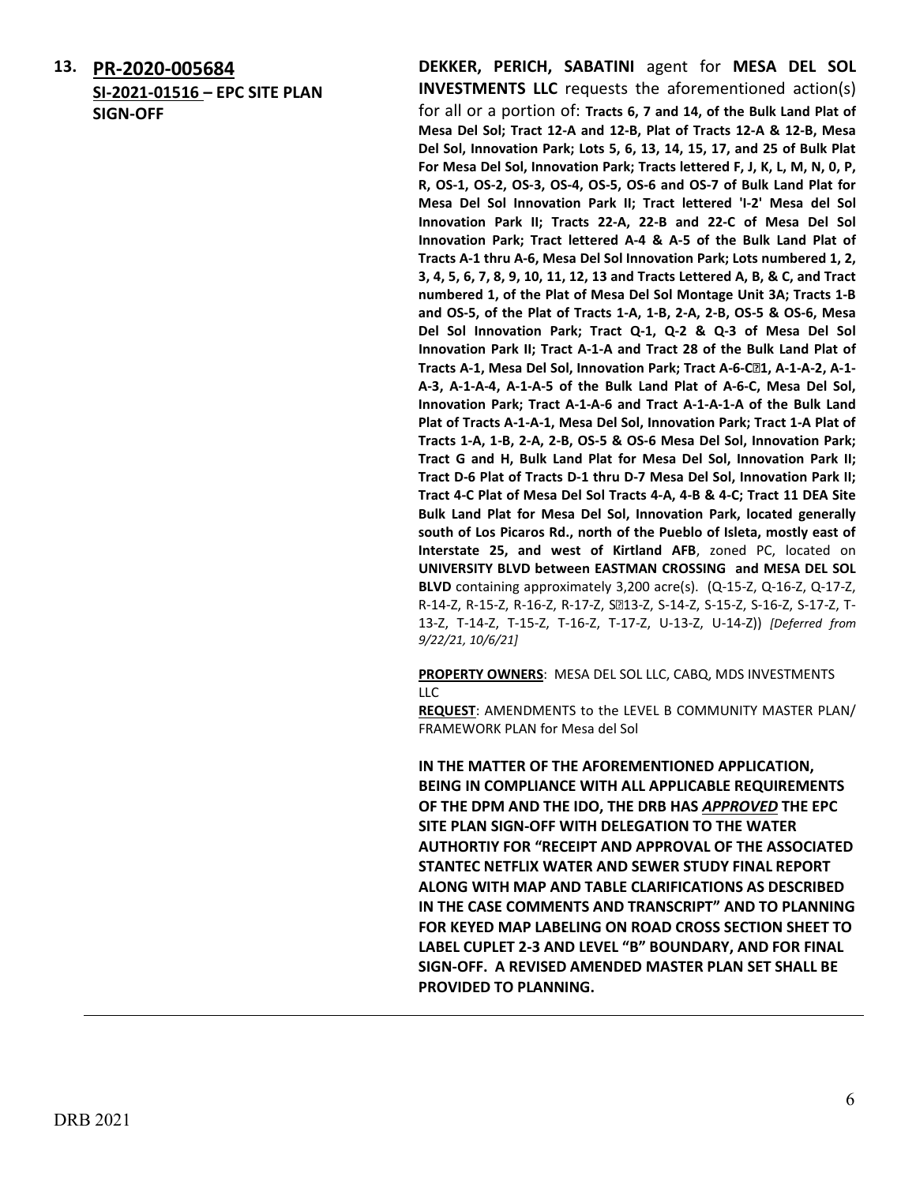**13. PR-2020-005684**
**SI-2021-01516 – EPC SITE PLAN SIGN-OFF**

**DEKKER, PERICH, SABATINI** agent for **MESA DEL SOL INVESTMENTS LLC** requests the aforementioned action(s) for all or a portion of: **Tracts 6, 7 and 14, of the Bulk Land Plat of Mesa Del Sol; Tract 12-A and 12-B, Plat of Tracts 12-A & 12-B, Mesa Del Sol, Innovation Park; Lots 5, 6, 13, 14, 15, 17, and 25 of Bulk Plat For Mesa Del Sol, Innovation Park; Tracts lettered F, J, K, L, M, N, 0, P, R, OS-1, OS-2, OS-3, OS-4, OS-5, OS-6 and OS-7 of Bulk Land Plat for Mesa Del Sol Innovation Park II; Tract lettered 'I-2' Mesa del Sol Innovation Park II; Tracts 22-A, 22-B and 22-C of Mesa Del Sol Innovation Park; Tract lettered A-4 & A-5 of the Bulk Land Plat of Tracts A-1 thru A-6, Mesa Del Sol Innovation Park; Lots numbered 1, 2, 3, 4, 5, 6, 7, 8, 9, 10, 11, 12, 13 and Tracts Lettered A, B, & C, and Tract numbered 1, of the Plat of Mesa Del Sol Montage Unit 3A; Tracts 1-B and OS-5, of the Plat of Tracts 1-A, 1-B, 2-A, 2-B, OS-5 & OS-6, Mesa Del Sol Innovation Park; Tract Q-1, Q-2 & Q-3 of Mesa Del Sol Innovation Park II; Tract A-1-A and Tract 28 of the Bulk Land Plat of Tracts A-1, Mesa Del Sol, Innovation Park; Tract A-6-C�1, A-1-A-2, A-1-A-3, A-1-A-4, A-1-A-5 of the Bulk Land Plat of A-6-C, Mesa Del Sol, Innovation Park; Tract A-1-A-6 and Tract A-1-A-1-A of the Bulk Land Plat of Tracts A-1-A-1, Mesa Del Sol, Innovation Park; Tract 1-A Plat of Tracts 1-A, 1-B, 2-A, 2-B, OS-5 & OS-6 Mesa Del Sol, Innovation Park; Tract G and H, Bulk Land Plat for Mesa Del Sol, Innovation Park II; Tract D-6 Plat of Tracts D-1 thru D-7 Mesa Del Sol, Innovation Park II; Tract 4-C Plat of Mesa Del Sol Tracts 4-A, 4-B & 4-C; Tract 11 DEA Site Bulk Land Plat for Mesa Del Sol, Innovation Park, located generally south of Los Picaros Rd., north of the Pueblo of Isleta, mostly east of Interstate 25, and west of Kirtland AFB**, zoned PC, located on **UNIVERSITY BLVD between EASTMAN CROSSING and MESA DEL SOL BLVD** containing approximately 3,200 acre(s). (Q-15-Z, Q-16-Z, Q-17-Z, R-14-Z, R-15-Z, R-16-Z, R-17-Z, S�13-Z, S-14-Z, S-15-Z, S-16-Z, S-17-Z, T-13-Z, T-14-Z, T-15-Z, T-16-Z, T-17-Z, U-13-Z, U-14-Z)) *[Deferred from 9/22/21, 10/6/21]*

**PROPERTY OWNERS**: MESA DEL SOL LLC, CABQ, MDS INVESTMENTS LLC

**REQUEST**: AMENDMENTS to the LEVEL B COMMUNITY MASTER PLAN/ FRAMEWORK PLAN for Mesa del Sol

**IN THE MATTER OF THE AFOREMENTIONED APPLICATION, BEING IN COMPLIANCE WITH ALL APPLICABLE REQUIREMENTS OF THE DPM AND THE IDO, THE DRB HAS *APPROVED* THE EPC SITE PLAN SIGN-OFF WITH DELEGATION TO THE WATER AUTHORTIY FOR "RECEIPT AND APPROVAL OF THE ASSOCIATED STANTEC NETFLIX WATER AND SEWER STUDY FINAL REPORT ALONG WITH MAP AND TABLE CLARIFICATIONS AS DESCRIBED IN THE CASE COMMENTS AND TRANSCRIPT" AND TO PLANNING FOR KEYED MAP LABELING ON ROAD CROSS SECTION SHEET TO LABEL CUPLET 2-3 AND LEVEL "B" BOUNDARY, AND FOR FINAL SIGN-OFF. A REVISED AMENDED MASTER PLAN SET SHALL BE PROVIDED TO PLANNING.**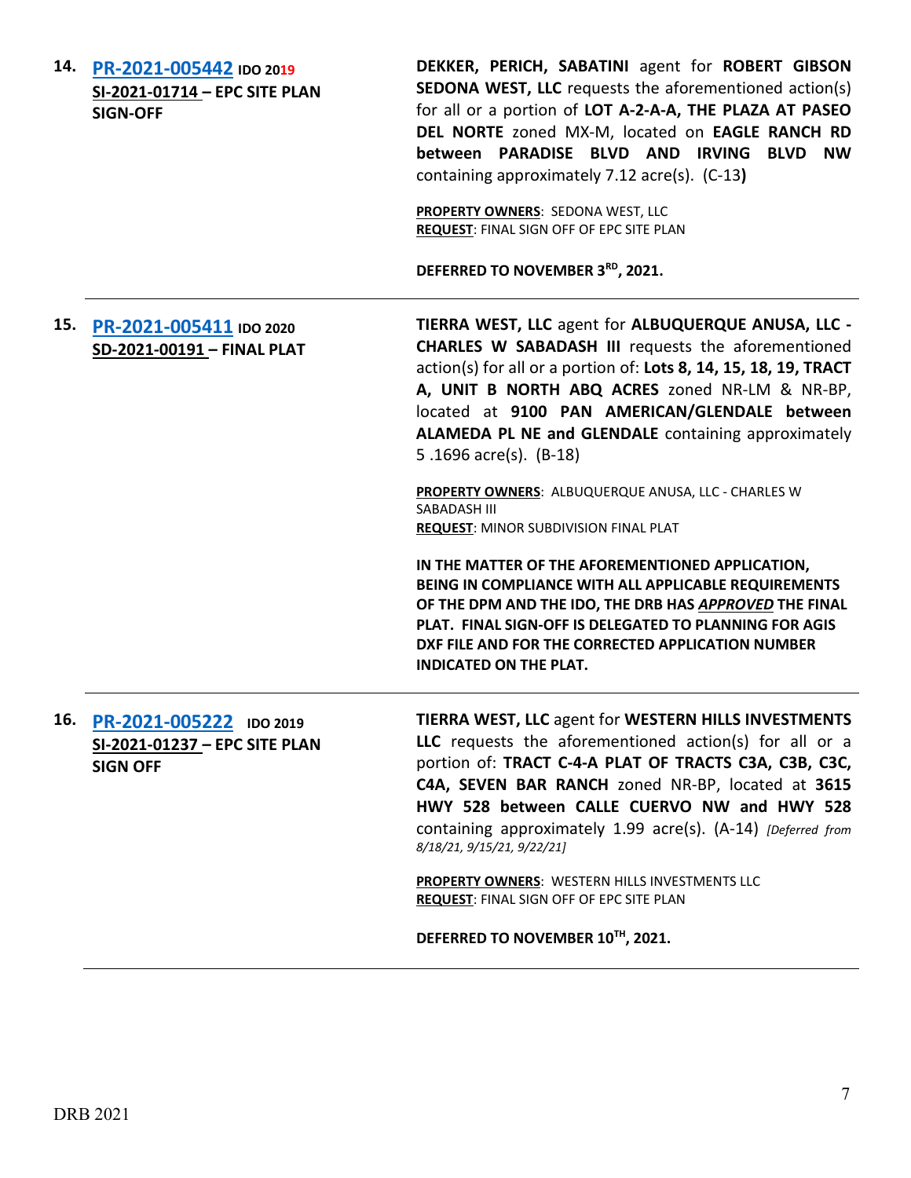**14. PR-2021-005442 IDO 2019**
**SI-2021-01714 – EPC SITE PLAN SIGN-OFF**

**DEKKER, PERICH, SABATINI** agent for **ROBERT GIBSON SEDONA WEST, LLC** requests the aforementioned action(s) for all or a portion of **LOT A-2-A-A, THE PLAZA AT PASEO DEL NORTE** zoned MX-M, located on **EAGLE RANCH RD between PARADISE BLVD AND IRVING BLVD NW** containing approximately 7.12 acre(s). (C-13**)**

**PROPERTY OWNERS**: SEDONA WEST, LLC
**REQUEST**: FINAL SIGN OFF OF EPC SITE PLAN

**DEFERRED TO NOVEMBER 3RD, 2021.**

---

**15. PR-2021-005411 IDO 2020**
**SD-2021-00191 – FINAL PLAT**

**TIERRA WEST, LLC** agent for **ALBUQUERQUE ANUSA, LLC - CHARLES W SABADASH III** requests the aforementioned action(s) for all or a portion of: **Lots 8, 14, 15, 18, 19, TRACT A, UNIT B NORTH ABQ ACRES** zoned NR-LM & NR-BP, located at **9100 PAN AMERICAN/GLENDALE between ALAMEDA PL NE and GLENDALE** containing approximately 5 .1696 acre(s). (B-18)

**PROPERTY OWNERS**: ALBUQUERQUE ANUSA, LLC - CHARLES W SABADASH III
**REQUEST**: MINOR SUBDIVISION FINAL PLAT

**IN THE MATTER OF THE AFOREMENTIONED APPLICATION, BEING IN COMPLIANCE WITH ALL APPLICABLE REQUIREMENTS OF THE DPM AND THE IDO, THE DRB HAS *APPROVED* THE FINAL PLAT. FINAL SIGN-OFF IS DELEGATED TO PLANNING FOR AGIS DXF FILE AND FOR THE CORRECTED APPLICATION NUMBER INDICATED ON THE PLAT.**

---

**16. PR-2021-005222 IDO 2019**
**SI-2021-01237 – EPC SITE PLAN SIGN OFF**

**TIERRA WEST, LLC** agent for **WESTERN HILLS INVESTMENTS LLC** requests the aforementioned action(s) for all or a portion of: **TRACT C-4-A PLAT OF TRACTS C3A, C3B, C3C, C4A, SEVEN BAR RANCH** zoned NR-BP, located at **3615 HWY 528 between CALLE CUERVO NW and HWY 528** containing approximately 1.99 acre(s). (A-14) *[Deferred from 8/18/21, 9/15/21, 9/22/21]*

**PROPERTY OWNERS**: WESTERN HILLS INVESTMENTS LLC
**REQUEST**: FINAL SIGN OFF OF EPC SITE PLAN

**DEFERRED TO NOVEMBER 10TH, 2021.**

---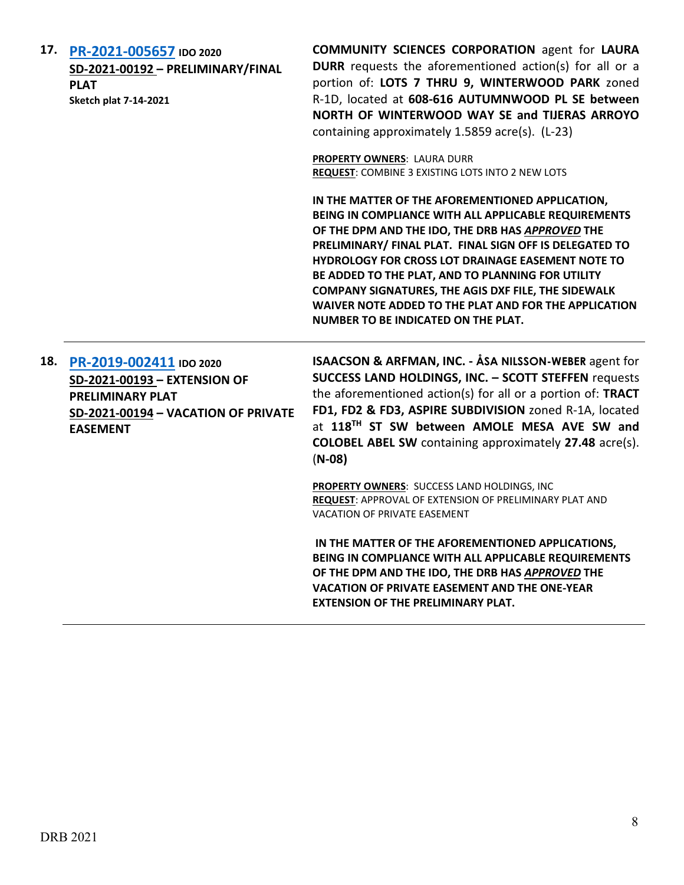**17.** **[PR-2021-005657](#) IDO 2020**
**SD-2021-00192 – PRELIMINARY/FINAL PLAT**
**Sketch plat 7-14-2021**

**COMMUNITY SCIENCES CORPORATION** agent for **LAURA DURR** requests the aforementioned action(s) for all or a portion of: **LOTS 7 THRU 9, WINTERWOOD PARK** zoned R-1D, located at **608-616 AUTUMNWOOD PL SE between NORTH OF WINTERWOOD WAY SE and TIJERAS ARROYO** containing approximately 1.5859 acre(s). (L-23)

**PROPERTY OWNERS**: LAURA DURR
**REQUEST**: COMBINE 3 EXISTING LOTS INTO 2 NEW LOTS

**IN THE MATTER OF THE AFOREMENTIONED APPLICATION, BEING IN COMPLIANCE WITH ALL APPLICABLE REQUIREMENTS OF THE DPM AND THE IDO, THE DRB HAS *APPROVED* THE PRELIMINARY/ FINAL PLAT. FINAL SIGN OFF IS DELEGATED TO HYDROLOGY FOR CROSS LOT DRAINAGE EASEMENT NOTE TO BE ADDED TO THE PLAT, AND TO PLANNING FOR UTILITY COMPANY SIGNATURES, THE AGIS DXF FILE, THE SIDEWALK WAIVER NOTE ADDED TO THE PLAT AND FOR THE APPLICATION NUMBER TO BE INDICATED ON THE PLAT.**

---

**18.** **[PR-2019-002411](#) IDO 2020**
**SD-2021-00193 – EXTENSION OF PRELIMINARY PLAT**
**SD-2021-00194 – VACATION OF PRIVATE EASEMENT**

**ISAACSON & ARFMAN, INC. - ÅSA NILSSON-WEBER** agent for **SUCCESS LAND HOLDINGS, INC. – SCOTT STEFFEN** requests the aforementioned action(s) for all or a portion of: **TRACT FD1, FD2 & FD3, ASPIRE SUBDIVISION** zoned R-1A, located at **118TH ST SW between AMOLE MESA AVE SW and COLOBEL ABEL SW** containing approximately **27.48** acre(s). (**N-08)**

**PROPERTY OWNERS**: SUCCESS LAND HOLDINGS, INC
**REQUEST**: APPROVAL OF EXTENSION OF PRELIMINARY PLAT AND VACATION OF PRIVATE EASEMENT

**IN THE MATTER OF THE AFOREMENTIONED APPLICATIONS, BEING IN COMPLIANCE WITH ALL APPLICABLE REQUIREMENTS OF THE DPM AND THE IDO, THE DRB HAS *APPROVED* THE VACATION OF PRIVATE EASEMENT AND THE ONE-YEAR EXTENSION OF THE PRELIMINARY PLAT.**

---

DRB 2021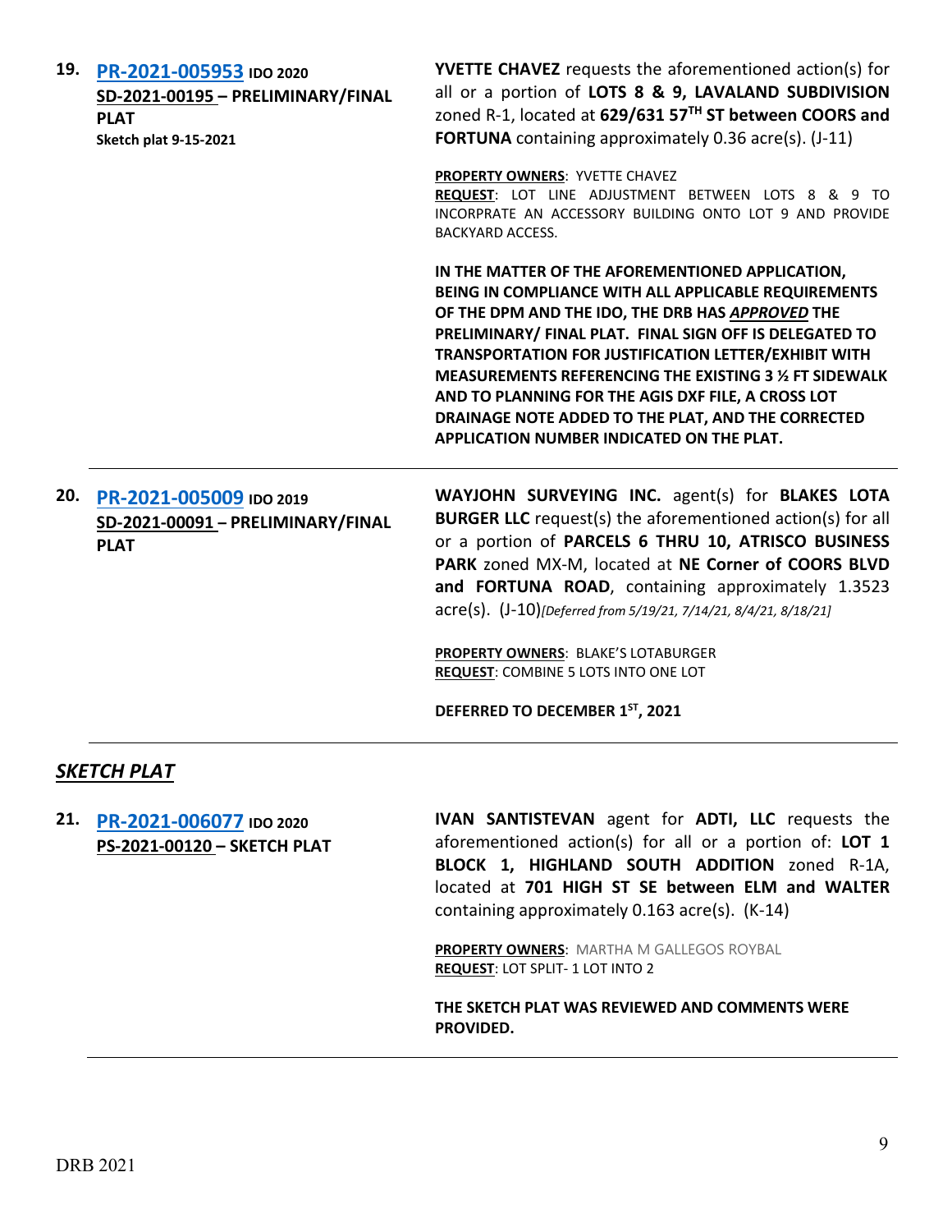**19.** **[PR-2021-005953](#)** **IDO 2020**
**SD-2021-00195 – PRELIMINARY/FINAL PLAT**
**Sketch plat 9-15-2021**

**YVETTE CHAVEZ** requests the aforementioned action(s) for all or a portion of **LOTS 8 & 9, LAVALAND SUBDIVISION** zoned R-1, located at **629/631 57TH ST between COORS and FORTUNA** containing approximately 0.36 acre(s). (J-11)

**PROPERTY OWNERS**: YVETTE CHAVEZ
**REQUEST**: LOT LINE ADJUSTMENT BETWEEN LOTS 8 & 9 TO INCORPRATE AN ACCESSORY BUILDING ONTO LOT 9 AND PROVIDE BACKYARD ACCESS.

**IN THE MATTER OF THE AFOREMENTIONED APPLICATION, BEING IN COMPLIANCE WITH ALL APPLICABLE REQUIREMENTS OF THE DPM AND THE IDO, THE DRB HAS *APPROVED* THE PRELIMINARY/ FINAL PLAT. FINAL SIGN OFF IS DELEGATED TO TRANSPORTATION FOR JUSTIFICATION LETTER/EXHIBIT WITH MEASUREMENTS REFERENCING THE EXISTING 3 ½ FT SIDEWALK AND TO PLANNING FOR THE AGIS DXF FILE, A CROSS LOT DRAINAGE NOTE ADDED TO THE PLAT, AND THE CORRECTED APPLICATION NUMBER INDICATED ON THE PLAT.**

---

**20.** **[PR-2021-005009](#)** **IDO 2019**
**SD-2021-00091 – PRELIMINARY/FINAL PLAT**

**WAYJOHN SURVEYING INC.** agent(s) for **BLAKES LOTA BURGER LLC** request(s) the aforementioned action(s) for all or a portion of **PARCELS 6 THRU 10, ATRISCO BUSINESS PARK** zoned MX-M, located at **NE Corner of COORS BLVD and FORTUNA ROAD**, containing approximately 1.3523 acre(s). (J-10)*[Deferred from 5/19/21, 7/14/21, 8/4/21, 8/18/21]*

**PROPERTY OWNERS**: BLAKE'S LOTABURGER
**REQUEST**: COMBINE 5 LOTS INTO ONE LOT

**DEFERRED TO DECEMBER 1ST, 2021**

---

## ***SKETCH PLAT***

**21.** **[PR-2021-006077](#)** **IDO 2020**
**PS-2021-00120 – SKETCH PLAT**

**IVAN SANTISTEVAN** agent for **ADTI, LLC** requests the aforementioned action(s) for all or a portion of: **LOT 1 BLOCK 1, HIGHLAND SOUTH ADDITION** zoned R-1A, located at **701 HIGH ST SE between ELM and WALTER** containing approximately 0.163 acre(s). (K-14)

**PROPERTY OWNERS**: MARTHA M GALLEGOS ROYBAL
**REQUEST**: LOT SPLIT- 1 LOT INTO 2

**THE SKETCH PLAT WAS REVIEWED AND COMMENTS WERE PROVIDED.**

---

DRB 2021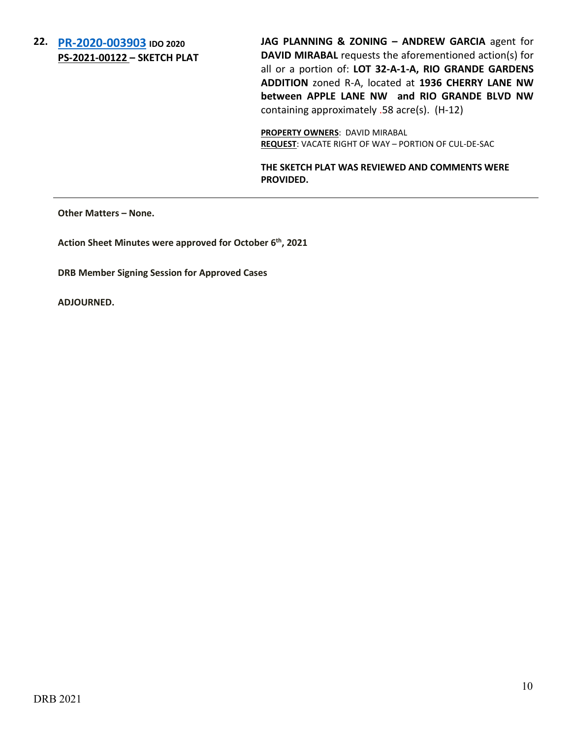**22.** **PR-2020-003903** **IDO 2020**
**PS-2021-00122 – SKETCH PLAT**

**JAG PLANNING & ZONING – ANDREW GARCIA** agent for **DAVID MIRABAL** requests the aforementioned action(s) for all or a portion of: **LOT 32-A-1-A, RIO GRANDE GARDENS ADDITION** zoned R-A, located at **1936 CHERRY LANE NW between APPLE LANE NW and RIO GRANDE BLVD NW** containing approximately .58 acre(s). (H-12)

**PROPERTY OWNERS**: DAVID MIRABAL
**REQUEST**: VACATE RIGHT OF WAY – PORTION OF CUL-DE-SAC

**THE SKETCH PLAT WAS REVIEWED AND COMMENTS WERE PROVIDED.**

---

**Other Matters – None.**

**Action Sheet Minutes were approved for October 6th, 2021**

**DRB Member Signing Session for Approved Cases**

**ADJOURNED.**